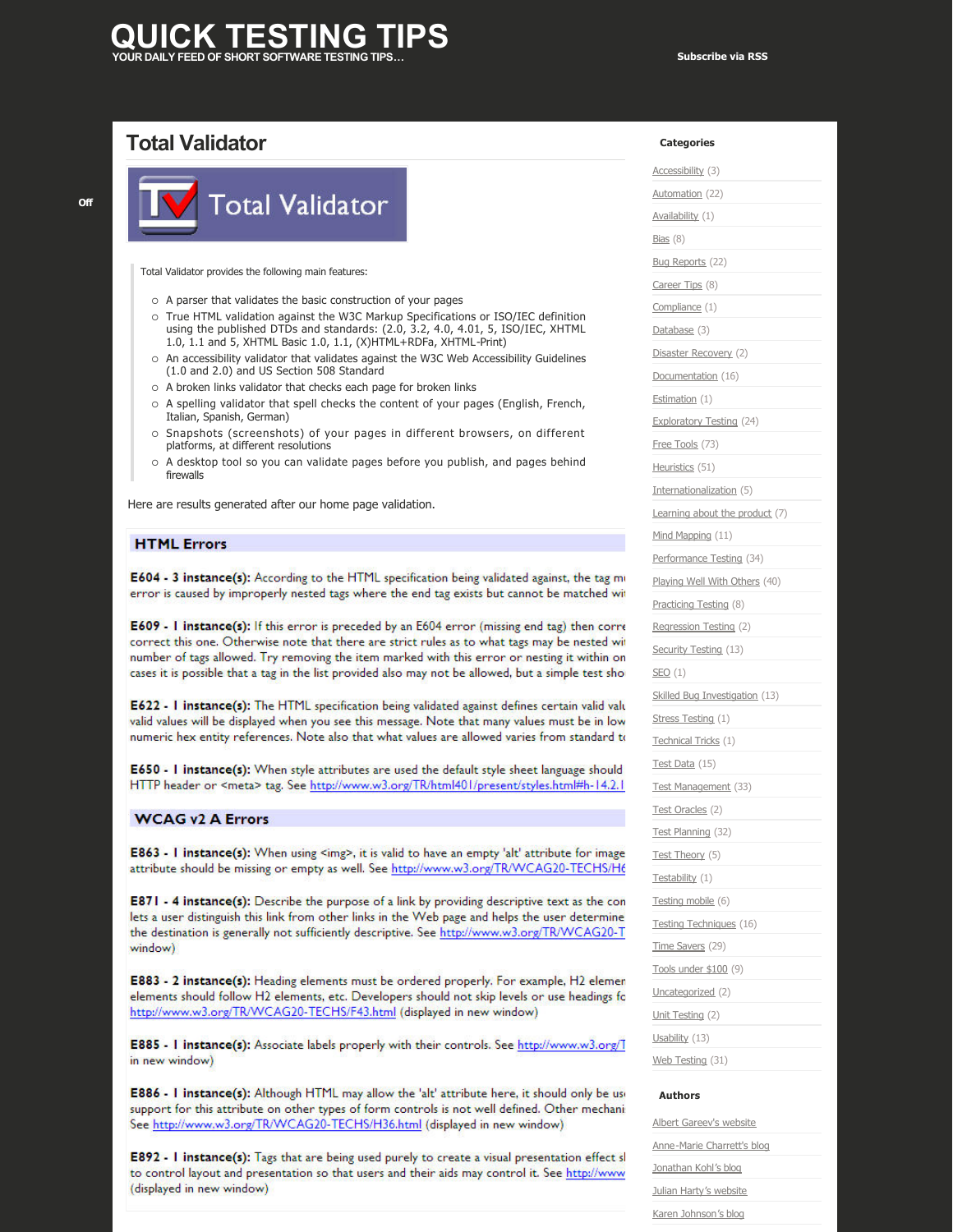# QUICK TESTING TIPS

YOUR DAILY FEED OF SHORT SOFTWARE TESTING TIPS…

Subscribe via RSS

Off

## Total Validator

Total Validator

> Total Validator provides the following main features:
>
> - A parser that validates the basic construction of your pages
> - True HTML validation against the W3C Markup Specifications or ISO/IEC definition using the published DTDs and standards: (2.0, 3.2, 4.0, 4.01, 5, ISO/IEC, XHTML 1.0, 1.1 and 5, XHTML Basic 1.0, 1.1, (X)HTML+RDFa, XHTML-Print)
> - An accessibility validator that validates against the W3C Web Accessibility Guidelines (1.0 and 2.0) and US Section 508 Standard
> - A broken links validator that checks each page for broken links
> - A spelling validator that spell checks the content of your pages (English, French, Italian, Spanish, German)
> - Snapshots (screenshots) of your pages in different browsers, on different platforms, at different resolutions
> - A desktop tool so you can validate pages before you publish, and pages behind firewalls

Here are results generated after our home page validation.

### HTML Errors

**E604 - 3 instance(s):** According to the HTML specification being validated against, the tag mu error is caused by improperly nested tags where the end tag exists but cannot be matched wi

**E609 - 1 instance(s):** If this error is preceded by an E604 error (missing end tag) then corre correct this one. Otherwise note that there are strict rules as to what tags may be nested wi number of tags allowed. Try removing the item marked with this error or nesting it within on cases it is possible that a tag in the list provided also may not be allowed, but a simple test sho

**E622 - 1 instance(s):** The HTML specification being validated against defines certain valid valu valid values will be displayed when you see this message. Note that many values must be in low numeric hex entity references. Note also that what values are allowed varies from standard t

**E650 - 1 instance(s):** When style attributes are used the default style sheet language should HTTP header or <meta> tag. See http://www.w3.org/TR/html401/present/styles.html#h-14.2.1

### WCAG v2 A Errors

**E863 - 1 instance(s):** When using <img>, it is valid to have an empty 'alt' attribute for image attribute should be missing or empty as well. See http://www.w3.org/TR/WCAG20-TECHS/H6

**E871 - 4 instance(s):** Describe the purpose of a link by providing descriptive text as the con lets a user distinguish this link from other links in the Web page and helps the user determine the destination is generally not sufficiently descriptive. See http://www.w3.org/TR/WCAG20-T window)

**E883 - 2 instance(s):** Heading elements must be ordered properly. For example, H2 elemen elements should follow H2 elements, etc. Developers should not skip levels or use headings fc http://www.w3.org/TR/WCAG20-TECHS/F43.html (displayed in new window)

**E885 - 1 instance(s):** Associate labels properly with their controls. See http://www.w3.org/T in new window)

**E886 - 1 instance(s):** Although HTML may allow the 'alt' attribute here, it should only be us support for this attribute on other types of form controls is not well defined. Other mechani See http://www.w3.org/TR/WCAG20-TECHS/H36.html (displayed in new window)

**E892 - 1 instance(s):** Tags that are being used purely to create a visual presentation effect s to control layout and presentation so that users and their aids may control it. See http://www (displayed in new window)

### Categories

- Accessibility (3)
- Automation (22)
- Availability (1)
- Bias (8)
- Bug Reports (22)
- Career Tips (8)
- Compliance (1)
- Database (3)
- Disaster Recovery (2)
- Documentation (16)
- Estimation (1)
- Exploratory Testing (24)
- Free Tools (73)
- Heuristics (51)
- Internationalization (5)
- Learning about the product (7)
- Mind Mapping (11)
- Performance Testing (34)
- Playing Well With Others (40)
- Practicing Testing (8)
- Regression Testing (2)
- Security Testing (13)
- SEO (1)
- Skilled Bug Investigation (13)
- Stress Testing (1)
- Technical Tricks (1)
- Test Data (15)
- Test Management (33)
- Test Oracles (2)
- Test Planning (32)
- Test Theory (5)
- Testability (1)
- Testing mobile (6)
- Testing Techniques (16)
- Time Savers (29)
- Tools under $100 (9)
- Uncategorized (2)
- Unit Testing (2)
- Usability (13)
- Web Testing (31)

### Authors

- Albert Gareev's website
- Anne-Marie Charrett's blog
- Jonathan Kohl's blog
- Julian Harty's website
- Karen Johnson's blog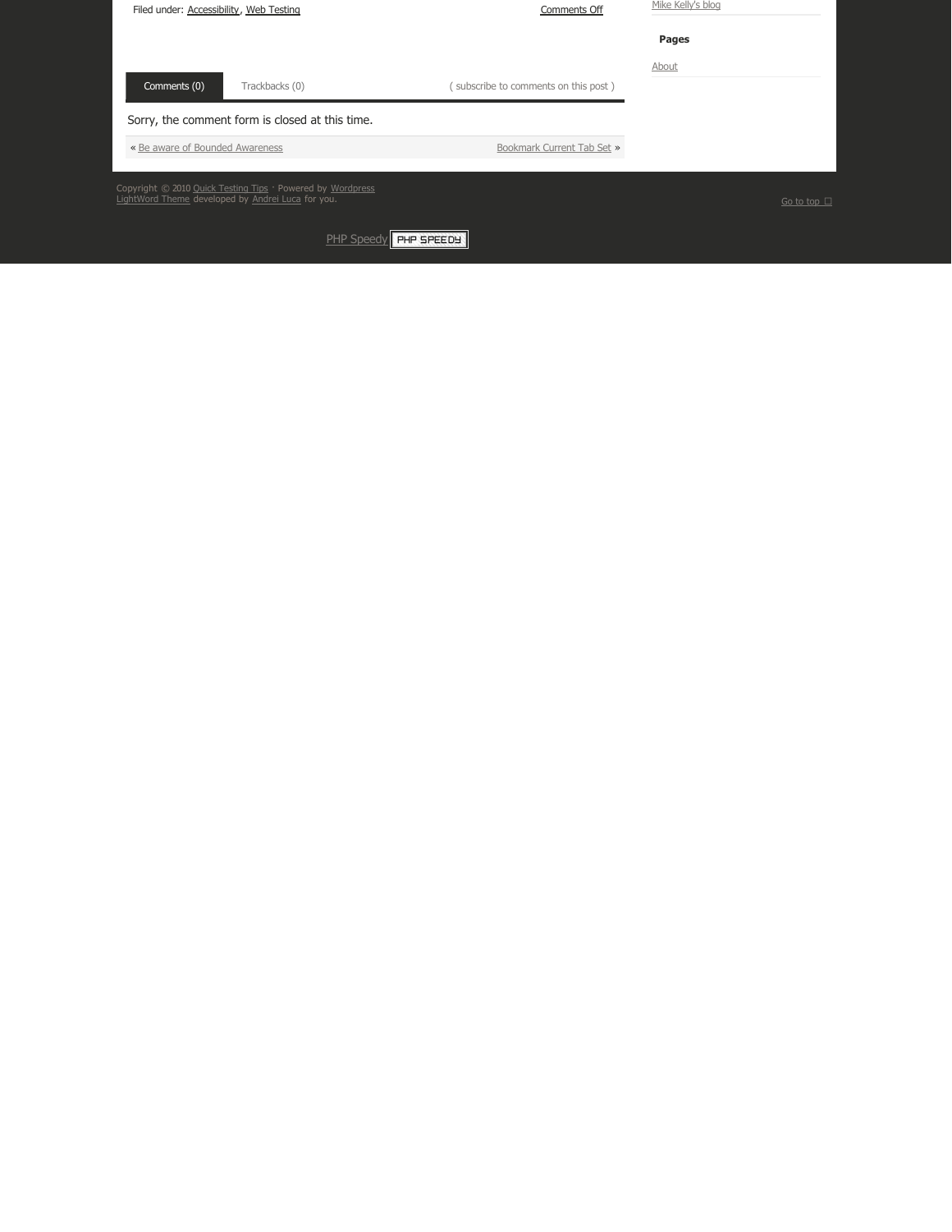Filed under: Accessibility, Web Testing

Comments Off

Comments (0) Trackbacks (0) ( subscribe to comments on this post )

Sorry, the comment form is closed at this time.

« Be aware of Bounded Awareness

Bookmark Current Tab Set »

Mike Kelly's blog

**Pages**

About

Copyright © 2010 Quick Testing Tips · Powered by Wordpress
LightWord Theme developed by Andrei Luca for you.

Go to top

PHP Speedy PHP SPEEDY